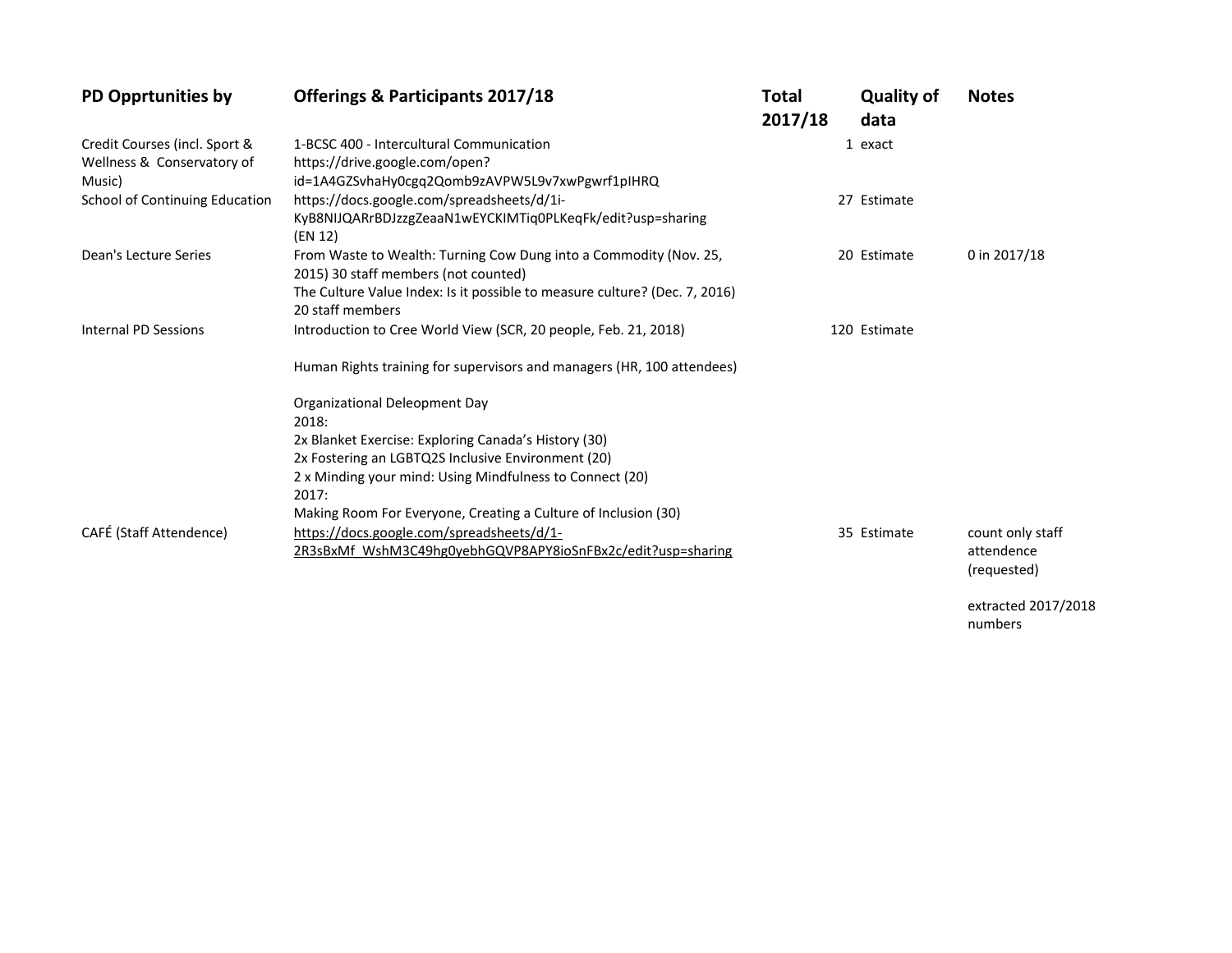| PD Opprtunities by | Offerings & Participants 2017/18 | Total 2017/18 | Quality of data | Notes |
|---|---|---|---|---|
| Credit Courses (incl. Sport & Wellness & Conservatory of Music) | 1-BCSC 400 - Intercultural Communication https://drive.google.com/open?id=1A4GZSvhaHy0cgq2Qomb9zAVPW5L9v7xwPgwrf1pIHRQ | 1 | exact | |
| School of Continuing Education | https://docs.google.com/spreadsheets/d/1i-KyB8NIJQARrBDJzzgZeaaN1wEYCKIMTiq0PLKeqFk/edit?usp=sharing (EN 12) | 27 | Estimate | |
| Dean's Lecture Series | From Waste to Wealth: Turning Cow Dung into a Commodity (Nov. 25, 2015) 30 staff members (not counted)<br>The Culture Value Index: Is it possible to measure culture? (Dec. 7, 2016) 20 staff members | 20 | Estimate | 0 in 2017/18 |
| Internal PD Sessions | Introduction to Cree World View (SCR, 20 people, Feb. 21, 2018)<br><br>Human Rights training for supervisors and managers (HR, 100 attendees)<br><br>Organizational Deleopment Day<br>2018:<br>2x Blanket Exercise: Exploring Canada's History (30)<br>2x Fostering an LGBTQ2S Inclusive Environment (20)<br>2 x Minding your mind: Using Mindfulness to Connect (20)<br>2017:<br>Making Room For Everyone, Creating a Culture of Inclusion (30) | 120 | Estimate | |
| CAFÉ (Staff Attendence) | https://docs.google.com/spreadsheets/d/1-2R3sBxMf_WshM3C49hg0yebhGQVP8APY8ioSnFBx2c/edit?usp=sharing | 35 | Estimate | count only staff attendence (requested)<br><br>extracted 2017/2018 numbers |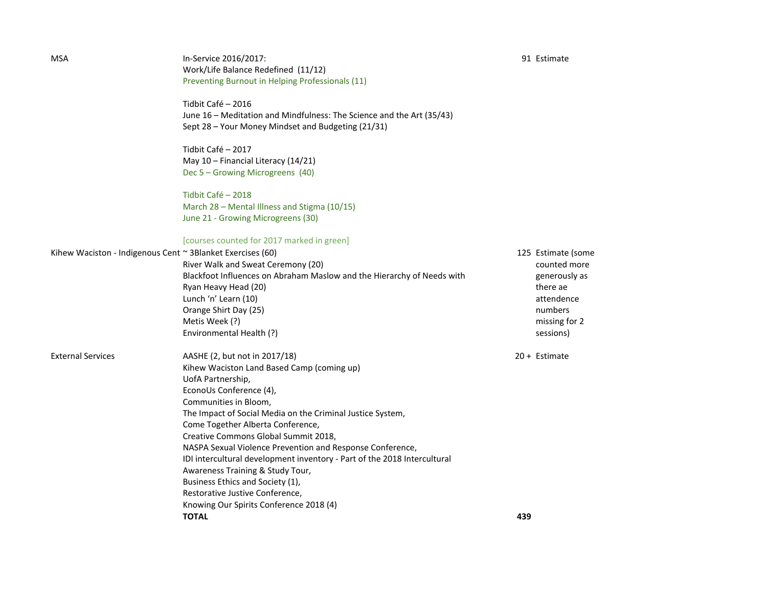| | | | |
|---|---|---|---|
| MSA | In-Service 2016/2017:<br>Work/Life Balance Redefined (11/12)<br>Preventing Burnout in Helping Professionals (11)<br><br>Tidbit Café – 2016<br>June 16 – Meditation and Mindfulness: The Science and the Art (35/43)<br>Sept 28 – Your Money Mindset and Budgeting (21/31)<br><br>Tidbit Café – 2017<br>May 10 – Financial Literacy (14/21)<br>Dec 5 – Growing Microgreens (40)<br><br>Tidbit Café – 2018<br>March 28 – Mental Illness and Stigma (10/15)<br>June 21 - Growing Microgreens (30)<br><br>[courses counted for 2017 marked in green] | 91 | Estimate |
| Kihew Waciston - Indigenous Cent | ~ 3Blanket Exercises (60)<br>River Walk and Sweat Ceremony (20)<br>Blackfoot Influences on Abraham Maslow and the Hierarchy of Needs with Ryan Heavy Head (20)<br>Lunch 'n' Learn (10)<br>Orange Shirt Day (25)<br>Metis Week (?)<br>Environmental Health (?) | 125 | Estimate (some counted more generously as there ae attendence numbers missing for 2 sessions) |
| External Services | AASHE (2, but not in 2017/18)<br>Kihew Waciston Land Based Camp (coming up)<br>UofA Partnership,<br>EconoUs Conference (4),<br>Communities in Bloom,<br>The Impact of Social Media on the Criminal Justice System,<br>Come Together Alberta Conference,<br>Creative Commons Global Summit 2018,<br>NASPA Sexual Violence Prevention and Response Conference,<br>IDI intercultural development inventory - Part of the 2018 Intercultural Awareness Training & Study Tour,<br>Business Ethics and Society (1),<br>Restorative Justive Conference,<br>Knowing Our Spirits Conference 2018 (4) | 20 + | Estimate |
| | **TOTAL** | **439** | |